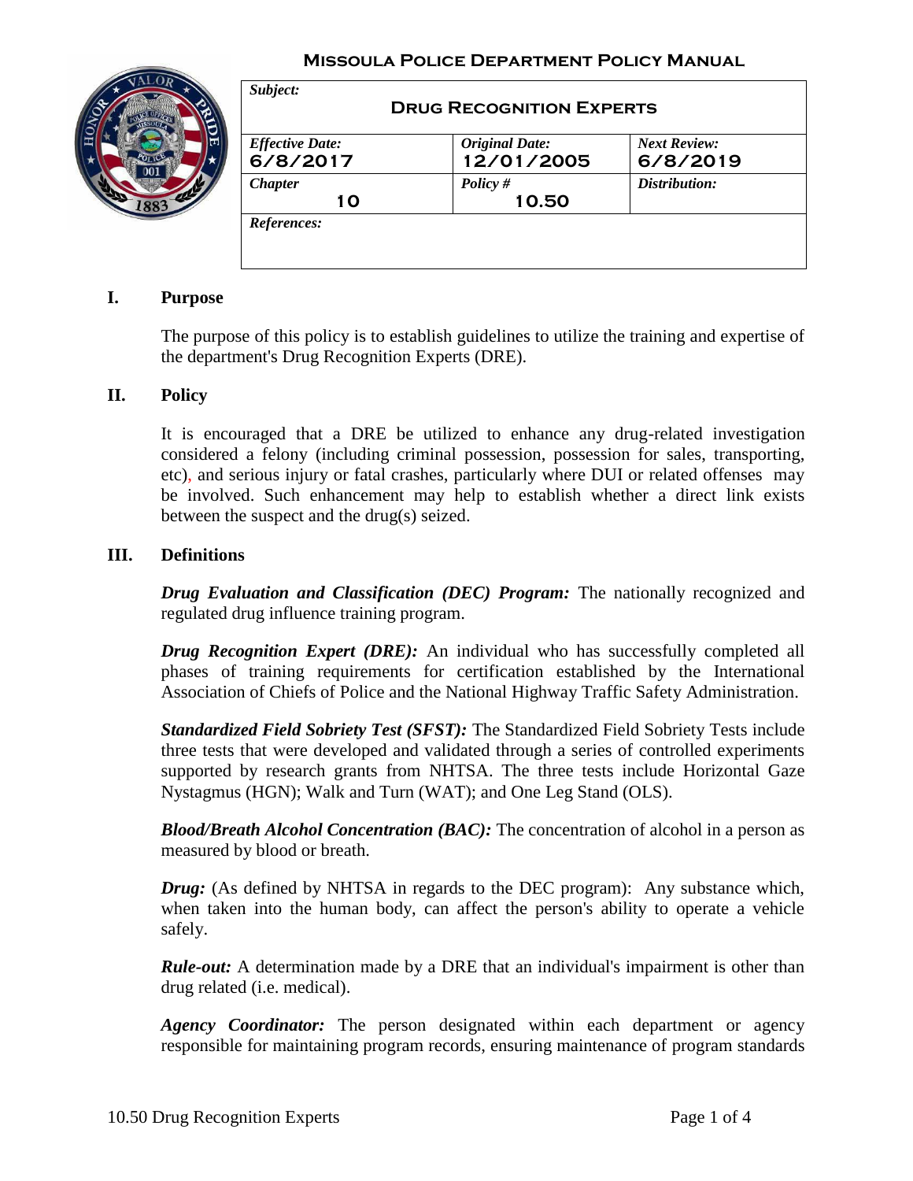**Missoula Police Department Policy Manual**

| *Subject:* **Drug Recognition Experts** | | |
|---|---|---|
| *Effective Date:* 6/8/2017 | *Original Date:* 12/01/2005 | *Next Review:* 6/8/2019 |
| *Chapter* 10 | *Policy #* 10.50 | *Distribution:* |
| *References:* | | |

## I. Purpose

The purpose of this policy is to establish guidelines to utilize the training and expertise of the department's Drug Recognition Experts (DRE).

## II. Policy

It is encouraged that a DRE be utilized to enhance any drug-related investigation considered a felony (including criminal possession, possession for sales, transporting, etc), and serious injury or fatal crashes, particularly where DUI or related offenses may be involved. Such enhancement may help to establish whether a direct link exists between the suspect and the drug(s) seized.

## III. Definitions

***Drug Evaluation and Classification (DEC) Program:*** The nationally recognized and regulated drug influence training program.

***Drug Recognition Expert (DRE):*** An individual who has successfully completed all phases of training requirements for certification established by the International Association of Chiefs of Police and the National Highway Traffic Safety Administration.

***Standardized Field Sobriety Test (SFST):*** The Standardized Field Sobriety Tests include three tests that were developed and validated through a series of controlled experiments supported by research grants from NHTSA. The three tests include Horizontal Gaze Nystagmus (HGN); Walk and Turn (WAT); and One Leg Stand (OLS).

***Blood/Breath Alcohol Concentration (BAC):*** The concentration of alcohol in a person as measured by blood or breath.

***Drug:*** (As defined by NHTSA in regards to the DEC program): Any substance which, when taken into the human body, can affect the person's ability to operate a vehicle safely.

***Rule-out:*** A determination made by a DRE that an individual's impairment is other than drug related (i.e. medical).

***Agency Coordinator:*** The person designated within each department or agency responsible for maintaining program records, ensuring maintenance of program standards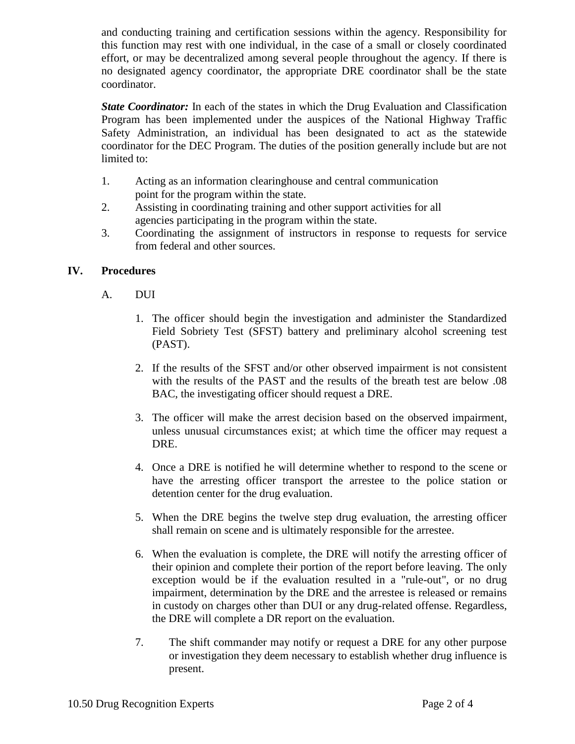and conducting training and certification sessions within the agency. Responsibility for this function may rest with one individual, in the case of a small or closely coordinated effort, or may be decentralized among several people throughout the agency. If there is no designated agency coordinator, the appropriate DRE coordinator shall be the state coordinator.

***State Coordinator:*** In each of the states in which the Drug Evaluation and Classification Program has been implemented under the auspices of the National Highway Traffic Safety Administration, an individual has been designated to act as the statewide coordinator for the DEC Program. The duties of the position generally include but are not limited to:

1. Acting as an information clearinghouse and central communication point for the program within the state.
2. Assisting in coordinating training and other support activities for all agencies participating in the program within the state.
3. Coordinating the assignment of instructors in response to requests for service from federal and other sources.

## IV. Procedures

A. DUI

1. The officer should begin the investigation and administer the Standardized Field Sobriety Test (SFST) battery and preliminary alcohol screening test (PAST).

2. If the results of the SFST and/or other observed impairment is not consistent with the results of the PAST and the results of the breath test are below .08 BAC, the investigating officer should request a DRE.

3. The officer will make the arrest decision based on the observed impairment, unless unusual circumstances exist; at which time the officer may request a DRE.

4. Once a DRE is notified he will determine whether to respond to the scene or have the arresting officer transport the arrestee to the police station or detention center for the drug evaluation.

5. When the DRE begins the twelve step drug evaluation, the arresting officer shall remain on scene and is ultimately responsible for the arrestee.

6. When the evaluation is complete, the DRE will notify the arresting officer of their opinion and complete their portion of the report before leaving. The only exception would be if the evaluation resulted in a "rule-out", or no drug impairment, determination by the DRE and the arrestee is released or remains in custody on charges other than DUI or any drug-related offense. Regardless, the DRE will complete a DR report on the evaluation.

7. The shift commander may notify or request a DRE for any other purpose or investigation they deem necessary to establish whether drug influence is present.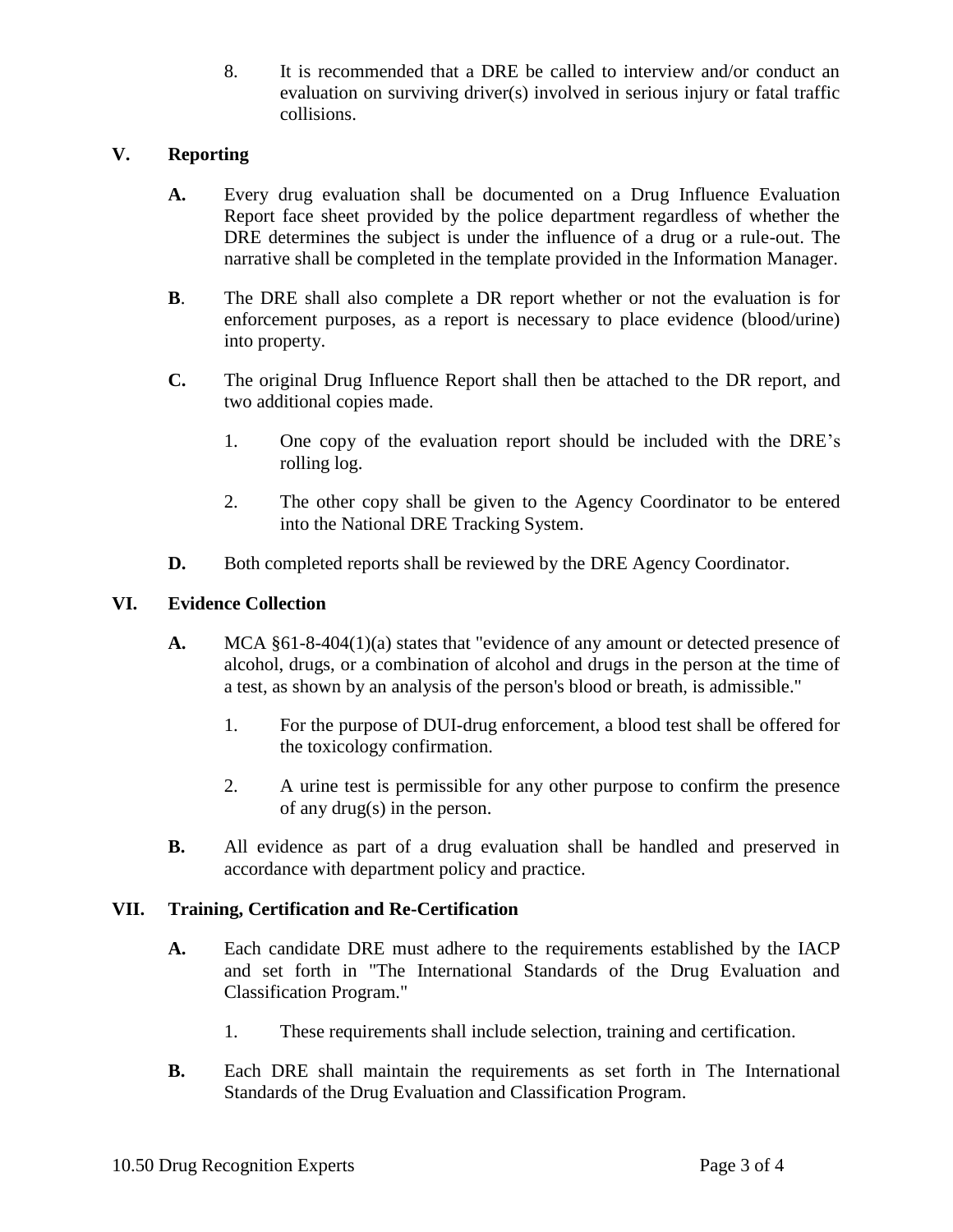8. It is recommended that a DRE be called to interview and/or conduct an evaluation on surviving driver(s) involved in serious injury or fatal traffic collisions.

## V. Reporting

**A.** Every drug evaluation shall be documented on a Drug Influence Evaluation Report face sheet provided by the police department regardless of whether the DRE determines the subject is under the influence of a drug or a rule-out. The narrative shall be completed in the template provided in the Information Manager.

**B**. The DRE shall also complete a DR report whether or not the evaluation is for enforcement purposes, as a report is necessary to place evidence (blood/urine) into property.

**C.** The original Drug Influence Report shall then be attached to the DR report, and two additional copies made.

1. One copy of the evaluation report should be included with the DRE's rolling log.

2. The other copy shall be given to the Agency Coordinator to be entered into the National DRE Tracking System.

**D.** Both completed reports shall be reviewed by the DRE Agency Coordinator.

## VI. Evidence Collection

**A.** MCA §61-8-404(1)(a) states that "evidence of any amount or detected presence of alcohol, drugs, or a combination of alcohol and drugs in the person at the time of a test, as shown by an analysis of the person's blood or breath, is admissible."

1. For the purpose of DUI-drug enforcement, a blood test shall be offered for the toxicology confirmation.

2. A urine test is permissible for any other purpose to confirm the presence of any drug(s) in the person.

**B.** All evidence as part of a drug evaluation shall be handled and preserved in accordance with department policy and practice.

## VII. Training, Certification and Re-Certification

**A.** Each candidate DRE must adhere to the requirements established by the IACP and set forth in "The International Standards of the Drug Evaluation and Classification Program."

1. These requirements shall include selection, training and certification.

**B.** Each DRE shall maintain the requirements as set forth in The International Standards of the Drug Evaluation and Classification Program.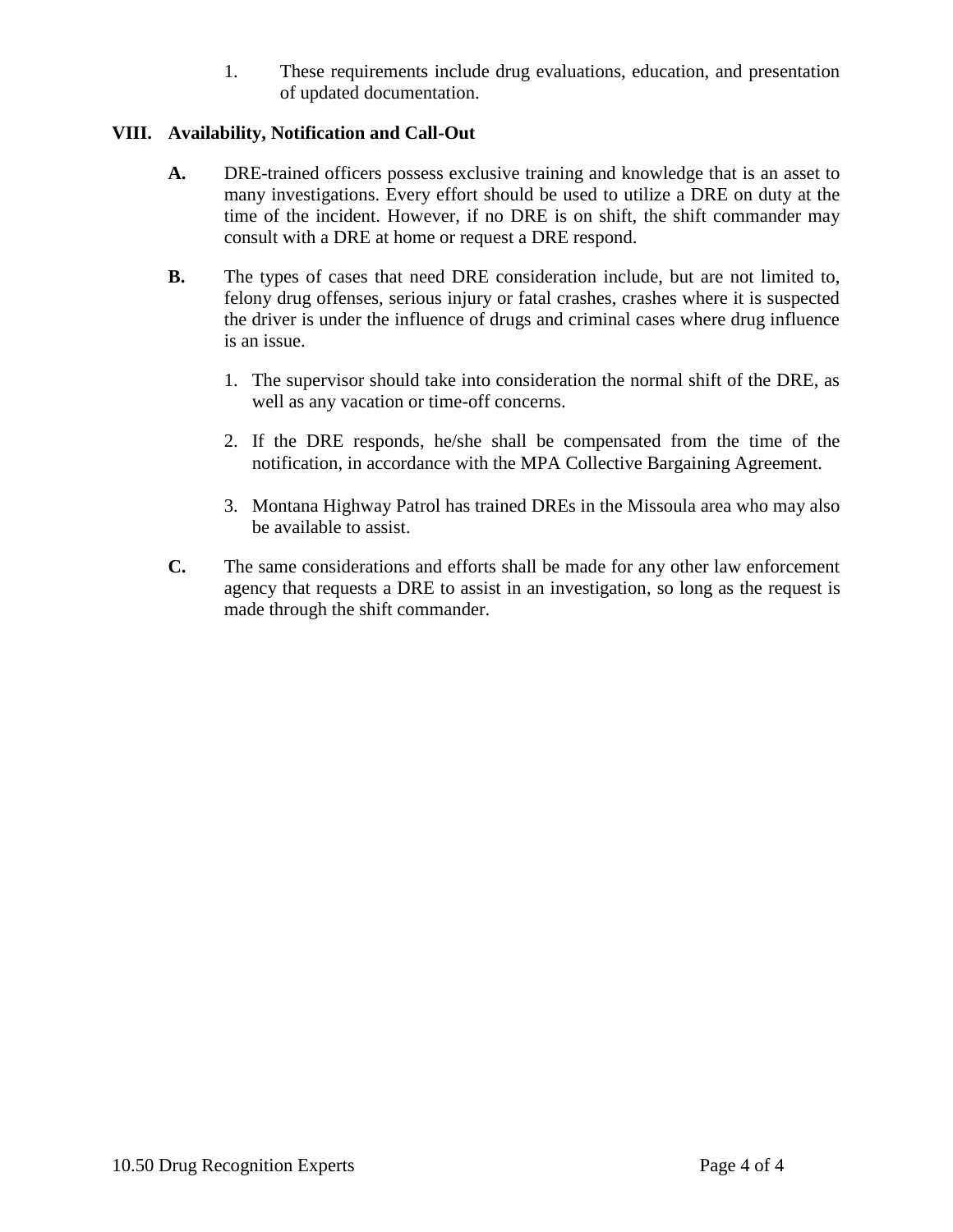1. These requirements include drug evaluations, education, and presentation of updated documentation.

## VIII. Availability, Notification and Call-Out

**A.** DRE-trained officers possess exclusive training and knowledge that is an asset to many investigations. Every effort should be used to utilize a DRE on duty at the time of the incident. However, if no DRE is on shift, the shift commander may consult with a DRE at home or request a DRE respond.

**B.** The types of cases that need DRE consideration include, but are not limited to, felony drug offenses, serious injury or fatal crashes, crashes where it is suspected the driver is under the influence of drugs and criminal cases where drug influence is an issue.

1. The supervisor should take into consideration the normal shift of the DRE, as well as any vacation or time-off concerns.

2. If the DRE responds, he/she shall be compensated from the time of the notification, in accordance with the MPA Collective Bargaining Agreement.

3. Montana Highway Patrol has trained DREs in the Missoula area who may also be available to assist.

**C.** The same considerations and efforts shall be made for any other law enforcement agency that requests a DRE to assist in an investigation, so long as the request is made through the shift commander.